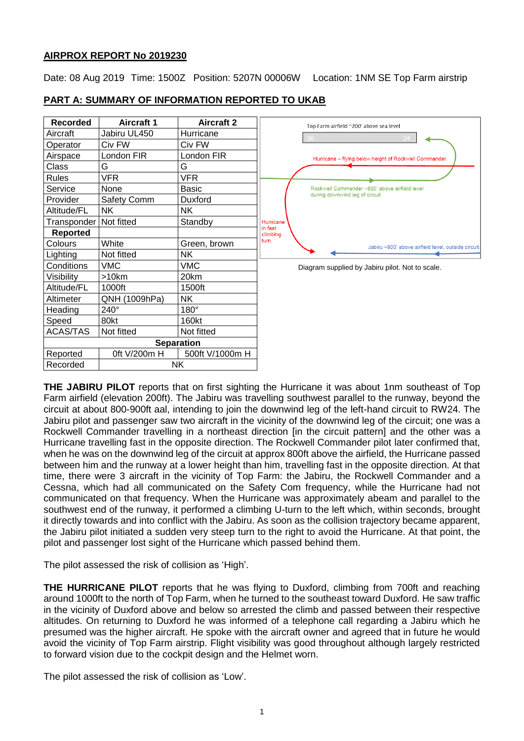## AIRPROX REPORT No 2019230

Date: 08 Aug 2019 Time: 1500Z Position: 5207N 00006W Location: 1NM SE Top Farm airstrip

## PART A: SUMMARY OF INFORMATION REPORTED TO UKAB

| Recorded | Aircraft 1 | Aircraft 2 |
|---|---|---|
| Aircraft | Jabiru UL450 | Hurricane |
| Operator | Civ FW | Civ FW |
| Airspace | London FIR | London FIR |
| Class | G | G |
| Rules | VFR | VFR |
| Service | None | Basic |
| Provider | Safety Comm | Duxford |
| Altitude/FL | NK | NK |
| Transponder | Not fitted | Standby |
| **Reported** | | |
| Colours | White | Green, brown |
| Lighting | Not fitted | NK |
| Conditions | VMC | VMC |
| Visibility | >10km | 20km |
| Altitude/FL | 1000ft | 1500ft |
| Altimeter | QNH (1009hPa) | NK |
| Heading | 240° | 180° |
| Speed | 80kt | 160kt |
| ACAS/TAS | Not fitted | Not fitted |
| **Separation** | | |
| Reported | 0ft V/200m H | 500ft V/1000m H |
| Recorded | NK | |

Top Farm airfield ~200' above sea level

Hurricane – flying below height of Rockwell Commander

Rockwell Commander ~800' above airfield level during downwind leg of circuit

Hurricane in fast climbing turn

Jabiru ~800' above airfield level, outside circuit

Diagram supplied by Jabiru pilot. Not to scale.

**THE JABIRU PILOT** reports that on first sighting the Hurricane it was about 1nm southeast of Top Farm airfield (elevation 200ft). The Jabiru was travelling southwest parallel to the runway, beyond the circuit at about 800-900ft aal, intending to join the downwind leg of the left-hand circuit to RW24. The Jabiru pilot and passenger saw two aircraft in the vicinity of the downwind leg of the circuit; one was a Rockwell Commander travelling in a northeast direction [in the circuit pattern] and the other was a Hurricane travelling fast in the opposite direction. The Rockwell Commander pilot later confirmed that, when he was on the downwind leg of the circuit at approx 800ft above the airfield, the Hurricane passed between him and the runway at a lower height than him, travelling fast in the opposite direction. At that time, there were 3 aircraft in the vicinity of Top Farm: the Jabiru, the Rockwell Commander and a Cessna, which had all communicated on the Safety Com frequency, while the Hurricane had not communicated on that frequency. When the Hurricane was approximately abeam and parallel to the southwest end of the runway, it performed a climbing U-turn to the left which, within seconds, brought it directly towards and into conflict with the Jabiru. As soon as the collision trajectory became apparent, the Jabiru pilot initiated a sudden very steep turn to the right to avoid the Hurricane. At that point, the pilot and passenger lost sight of the Hurricane which passed behind them.

The pilot assessed the risk of collision as 'High'.

**THE HURRICANE PILOT** reports that he was flying to Duxford, climbing from 700ft and reaching around 1000ft to the north of Top Farm, when he turned to the southeast toward Duxford. He saw traffic in the vicinity of Duxford above and below so arrested the climb and passed between their respective altitudes. On returning to Duxford he was informed of a telephone call regarding a Jabiru which he presumed was the higher aircraft. He spoke with the aircraft owner and agreed that in future he would avoid the vicinity of Top Farm airstrip. Flight visibility was good throughout although largely restricted to forward vision due to the cockpit design and the Helmet worn.

The pilot assessed the risk of collision as 'Low'.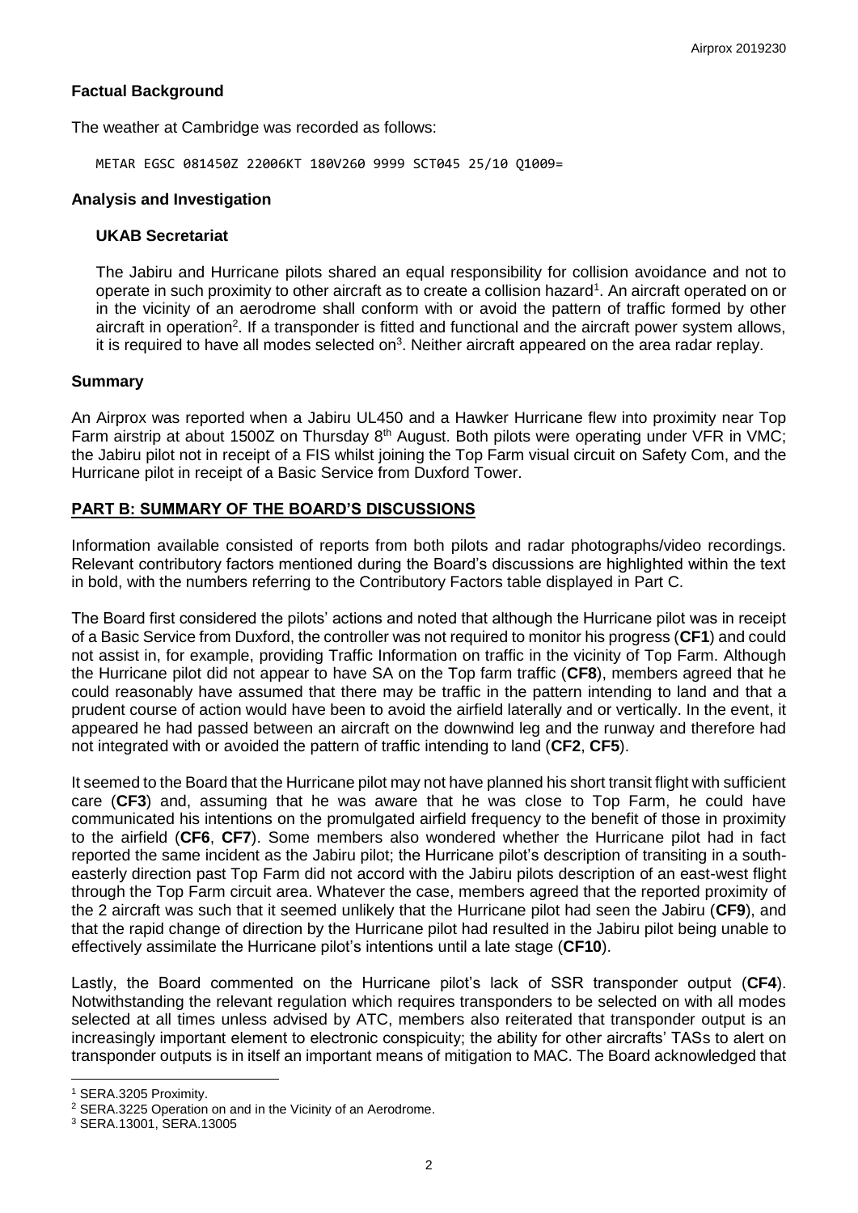## Factual Background

The weather at Cambridge was recorded as follows:

```
METAR EGSC 081450Z 22006KT 180V260 9999 SCT045 25/10 Q1009=
```

## Analysis and Investigation

### UKAB Secretariat

The Jabiru and Hurricane pilots shared an equal responsibility for collision avoidance and not to operate in such proximity to other aircraft as to create a collision hazard[1]. An aircraft operated on or in the vicinity of an aerodrome shall conform with or avoid the pattern of traffic formed by other aircraft in operation[2]. If a transponder is fitted and functional and the aircraft power system allows, it is required to have all modes selected on[3]. Neither aircraft appeared on the area radar replay.

## Summary

An Airprox was reported when a Jabiru UL450 and a Hawker Hurricane flew into proximity near Top Farm airstrip at about 1500Z on Thursday 8th August. Both pilots were operating under VFR in VMC; the Jabiru pilot not in receipt of a FIS whilst joining the Top Farm visual circuit on Safety Com, and the Hurricane pilot in receipt of a Basic Service from Duxford Tower.

## PART B: SUMMARY OF THE BOARD'S DISCUSSIONS

Information available consisted of reports from both pilots and radar photographs/video recordings. Relevant contributory factors mentioned during the Board's discussions are highlighted within the text in bold, with the numbers referring to the Contributory Factors table displayed in Part C.

The Board first considered the pilots' actions and noted that although the Hurricane pilot was in receipt of a Basic Service from Duxford, the controller was not required to monitor his progress (**CF1**) and could not assist in, for example, providing Traffic Information on traffic in the vicinity of Top Farm. Although the Hurricane pilot did not appear to have SA on the Top farm traffic (**CF8**), members agreed that he could reasonably have assumed that there may be traffic in the pattern intending to land and that a prudent course of action would have been to avoid the airfield laterally and or vertically. In the event, it appeared he had passed between an aircraft on the downwind leg and the runway and therefore had not integrated with or avoided the pattern of traffic intending to land (**CF2**, **CF5**).

It seemed to the Board that the Hurricane pilot may not have planned his short transit flight with sufficient care (**CF3**) and, assuming that he was aware that he was close to Top Farm, he could have communicated his intentions on the promulgated airfield frequency to the benefit of those in proximity to the airfield (**CF6**, **CF7**). Some members also wondered whether the Hurricane pilot had in fact reported the same incident as the Jabiru pilot; the Hurricane pilot's description of transiting in a south-easterly direction past Top Farm did not accord with the Jabiru pilots description of an east-west flight through the Top Farm circuit area. Whatever the case, members agreed that the reported proximity of the 2 aircraft was such that it seemed unlikely that the Hurricane pilot had seen the Jabiru (**CF9**), and that the rapid change of direction by the Hurricane pilot had resulted in the Jabiru pilot being unable to effectively assimilate the Hurricane pilot's intentions until a late stage (**CF10**).

Lastly, the Board commented on the Hurricane pilot's lack of SSR transponder output (**CF4**). Notwithstanding the relevant regulation which requires transponders to be selected on with all modes selected at all times unless advised by ATC, members also reiterated that transponder output is an increasingly important element to electronic conspicuity; the ability for other aircrafts' TASs to alert on transponder outputs is in itself an important means of mitigation to MAC. The Board acknowledged that

[1] SERA.3205 Proximity.

[2] SERA.3225 Operation on and in the Vicinity of an Aerodrome.

[3] SERA.13001, SERA.13005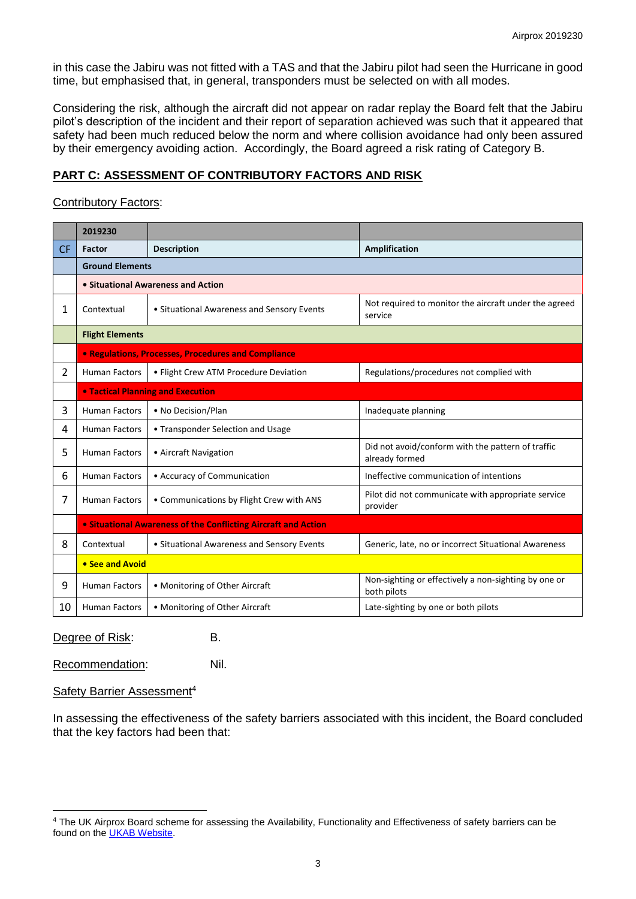in this case the Jabiru was not fitted with a TAS and that the Jabiru pilot had seen the Hurricane in good time, but emphasised that, in general, transponders must be selected on with all modes.

Considering the risk, although the aircraft did not appear on radar replay the Board felt that the Jabiru pilot's description of the incident and their report of separation achieved was such that it appeared that safety had been much reduced below the norm and where collision avoidance had only been assured by their emergency avoiding action. Accordingly, the Board agreed a risk rating of Category B.

## PART C: ASSESSMENT OF CONTRIBUTORY FACTORS AND RISK

Contributory Factors:

| | 2019230 | | |
|---|---|---|---|
| **CF** | **Factor** | **Description** | **Amplification** |
| | **Ground Elements** | | |
| | **• Situational Awareness and Action** | | |
| 1 | Contextual | • Situational Awareness and Sensory Events | Not required to monitor the aircraft under the agreed service |
| | **Flight Elements** | | |
| | **• Regulations, Processes, Procedures and Compliance** | | |
| 2 | Human Factors | • Flight Crew ATM Procedure Deviation | Regulations/procedures not complied with |
| | **• Tactical Planning and Execution** | | |
| 3 | Human Factors | • No Decision/Plan | Inadequate planning |
| 4 | Human Factors | • Transponder Selection and Usage | |
| 5 | Human Factors | • Aircraft Navigation | Did not avoid/conform with the pattern of traffic already formed |
| 6 | Human Factors | • Accuracy of Communication | Ineffective communication of intentions |
| 7 | Human Factors | • Communications by Flight Crew with ANS | Pilot did not communicate with appropriate service provider |
| | **• Situational Awareness of the Conflicting Aircraft and Action** | | |
| 8 | Contextual | • Situational Awareness and Sensory Events | Generic, late, no or incorrect Situational Awareness |
| | **• See and Avoid** | | |
| 9 | Human Factors | • Monitoring of Other Aircraft | Non-sighting or effectively a non-sighting by one or both pilots |
| 10 | Human Factors | • Monitoring of Other Aircraft | Late-sighting by one or both pilots |

Degree of Risk: B.

Recommendation: Nil.

Safety Barrier Assessment[4]

In assessing the effectiveness of the safety barriers associated with this incident, the Board concluded that the key factors had been that:

[4] The UK Airprox Board scheme for assessing the Availability, Functionality and Effectiveness of safety barriers can be found on the UKAB Website.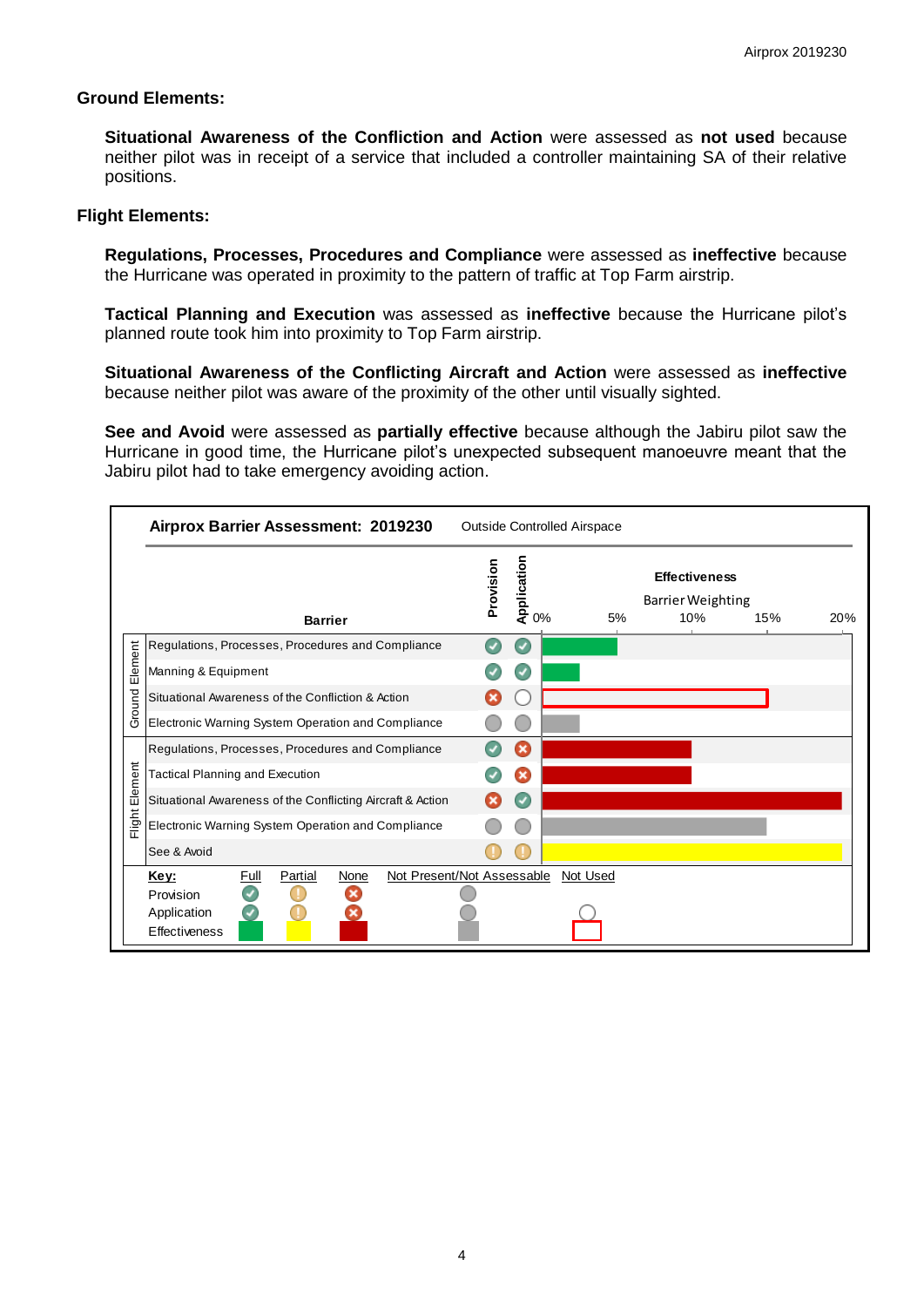**Ground Elements:**

**Situational Awareness of the Confliction and Action** were assessed as **not used** because neither pilot was in receipt of a service that included a controller maintaining SA of their relative positions.

**Flight Elements:**

**Regulations, Processes, Procedures and Compliance** were assessed as **ineffective** because the Hurricane was operated in proximity to the pattern of traffic at Top Farm airstrip.

**Tactical Planning and Execution** was assessed as **ineffective** because the Hurricane pilot's planned route took him into proximity to Top Farm airstrip.

**Situational Awareness of the Conflicting Aircraft and Action** were assessed as **ineffective** because neither pilot was aware of the proximity of the other until visually sighted.

**See and Avoid** were assessed as **partially effective** because although the Jabiru pilot saw the Hurricane in good time, the Hurricane pilot's unexpected subsequent manoeuvre meant that the Jabiru pilot had to take emergency avoiding action.

**Airprox Barrier Assessment: 2019230** Outside Controlled Airspace

Barrier
Provision
Application
Effectiveness
Barrier Weighting
0% 5% 10% 15% 20%

Ground Element
Regulations, Processes, Procedures and Compliance
Manning & Equipment
Situational Awareness of the Confliction & Action
Electronic Warning System Operation and Compliance

Flight Element
Regulations, Processes, Procedures and Compliance
Tactical Planning and Execution
Situational Awareness of the Conflicting Aircraft & Action
Electronic Warning System Operation and Compliance
See & Avoid

Key: Full Partial None Not Present/Not Assessable Not Used
Provision
Application
Effectiveness